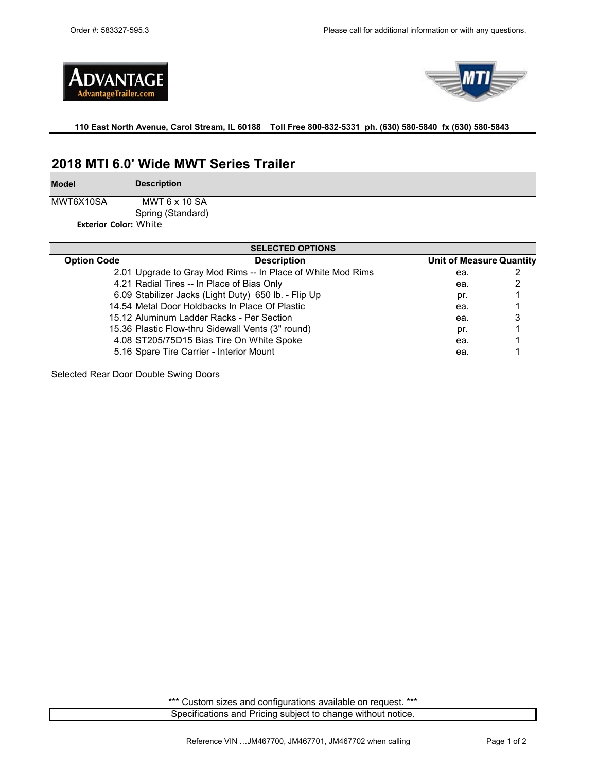Order #: 583327-595.3

Please call for additional information or with any questions.

ADVANTAGE
AdvantageTrailer.com

**110 East North Avenue, Carol Stream, IL 60188 Toll Free 800-832-5331 ph. (630) 580-5840 fx (630) 580-5843**

## 2018 MTI 6.0' Wide MWT Series Trailer

| Model | Description |
|---|---|
| MWT6X10SA | MWT 6 x 10 SA<br>Spring (Standard) |

**Exterior Color:** White

**SELECTED OPTIONS**

| Option Code | Description | Unit of Measure | Quantity |
|---|---|---|---|
| 2.01 | Upgrade to Gray Mod Rims -- In Place of White Mod Rims | ea. | 2 |
| 4.21 | Radial Tires -- In Place of Bias Only | ea. | 2 |
| 6.09 | Stabilizer Jacks (Light Duty) 650 lb. - Flip Up | pr. | 1 |
| 14.54 | Metal Door Holdbacks In Place Of Plastic | ea. | 1 |
| 15.12 | Aluminum Ladder Racks - Per Section | ea. | 3 |
| 15.36 | Plastic Flow-thru Sidewall Vents (3" round) | pr. | 1 |
| 4.08 | ST205/75D15 Bias Tire On White Spoke | ea. | 1 |
| 5.16 | Spare Tire Carrier - Interior Mount | ea. | 1 |

Selected Rear Door Double Swing Doors

\*\*\* Custom sizes and configurations available on request. \*\*\*

Specifications and Pricing subject to change without notice.

Reference VIN …JM467700, JM467701, JM467702 when calling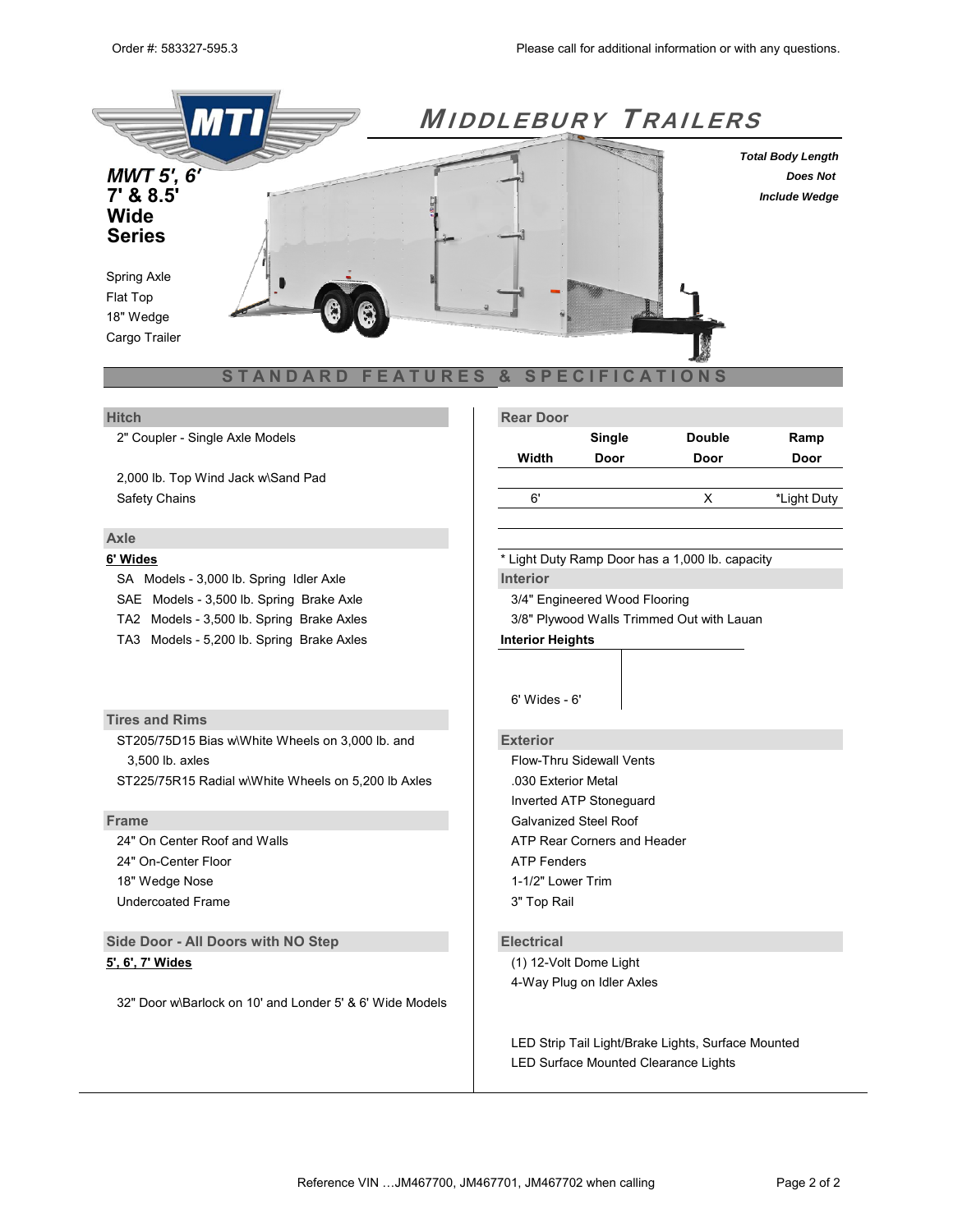Order #: 583327-595.3

Please call for additional information or with any questions.

# MIDDLEBURY TRAILERS

***MWT 5', 6'* 7' & 8.5' Wide Series**

Spring Axle
Flat Top
18" Wedge
Cargo Trailer

***Total Body Length Does Not Include Wedge***

## STANDARD FEATURES & SPECIFICATIONS

### Hitch

2" Coupler - Single Axle Models

2,000 lb. Top Wind Jack w\Sand Pad
Safety Chains

### Axle

**6' Wides**

SA Models - 3,000 lb. Spring Idler Axle
SAE Models - 3,500 lb. Spring Brake Axle
TA2 Models - 3,500 lb. Spring Brake Axles
TA3 Models - 5,200 lb. Spring Brake Axles

### Tires and Rims

ST205/75D15 Bias w\White Wheels on 3,000 lb. and 3,500 lb. axles
ST225/75R15 Radial w\White Wheels on 5,200 lb Axles

### Frame

24" On Center Roof and Walls
24" On-Center Floor
18" Wedge Nose
Undercoated Frame

### Side Door - All Doors with NO Step

**5', 6', 7' Wides**

32" Door w\Barlock on 10' and Londer 5' & 6' Wide Models

### Rear Door

| Width | Single Door | Double Door | Ramp Door |
|---|---|---|---|
| 6' | | X | *Light Duty |

* Light Duty Ramp Door has a 1,000 lb. capacity

### Interior

3/4" Engineered Wood Flooring
3/8" Plywood Walls Trimmed Out with Lauan

**Interior Heights**

6' Wides - 6'

### Exterior

Flow-Thru Sidewall Vents
.030 Exterior Metal
Inverted ATP Stoneguard
Galvanized Steel Roof
ATP Rear Corners and Header
ATP Fenders
1-1/2" Lower Trim
3" Top Rail

### Electrical

(1) 12-Volt Dome Light
4-Way Plug on Idler Axles

LED Strip Tail Light/Brake Lights, Surface Mounted
LED Surface Mounted Clearance Lights

Reference VIN …JM467700, JM467701, JM467702 when calling